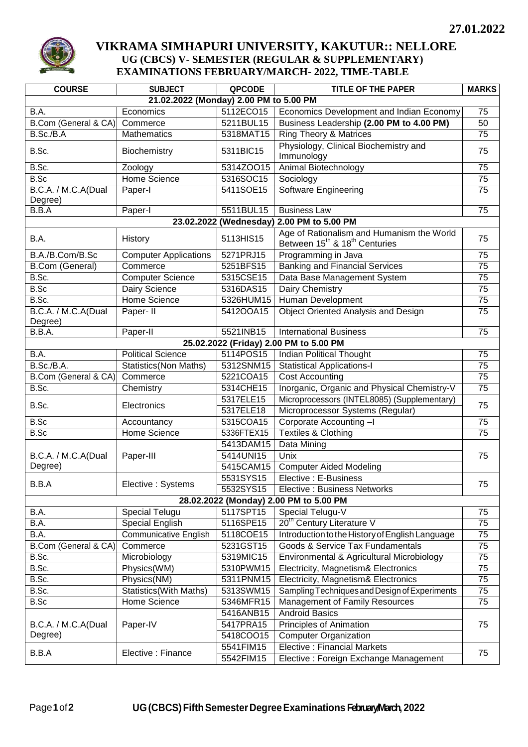27.01.2022

# VIKRAMA SIMHAPURI UNIVERSITY, KAKUTUR:: NELLORE
## UG (CBCS) V- SEMESTER (REGULAR & SUPPLEMENTARY) EXAMINATIONS FEBRUARY/MARCH- 2022, TIME-TABLE

| COURSE | SUBJECT | QPCODE | TITLE OF THE PAPER | MARKS |
|---|---|---|---|---|
| **21.02.2022 (Monday) 2.00 PM to 5.00 PM** | | | | |
| B.A. | Economics | 5112ECO15 | Economics Development and Indian Economy | 75 |
| B.Com (General & CA) | Commerce | 5211BUL15 | Business Leadership **(2.00 PM to 4.00 PM)** | 50 |
| B.Sc./B.A | Mathematics | 5318MAT15 | Ring Theory & Matrices | 75 |
| B.Sc. | Biochemistry | 5311BIC15 | Physiology, Clinical Biochemistry and Immunology | 75 |
| B.Sc. | Zoology | 5314ZOO15 | Animal Biotechnology | 75 |
| B.Sc | Home Science | 5316SOC15 | Sociology | 75 |
| B.C.A. / M.C.A(Dual Degree) | Paper-I | 5411SOE15 | Software Engineering | 75 |
| B.B.A | Paper-I | 5511BUL15 | Business Law | 75 |
| **23.02.2022 (Wednesday) 2.00 PM to 5.00 PM** | | | | |
| B.A. | History | 5113HIS15 | Age of Rationalism and Humanism the World Between 15th & 18th Centuries | 75 |
| B.A./B.Com/B.Sc | Computer Applications | 5271PRJ15 | Programming in Java | 75 |
| B.Com (General) | Commerce | 5251BFS15 | Banking and Financial Services | 75 |
| B.Sc. | Computer Science | 5315CSE15 | Data Base Management System | 75 |
| B.Sc | Dairy Science | 5316DAS15 | Dairy Chemistry | 75 |
| B.Sc. | Home Science | 5326HUM15 | Human Development | 75 |
| B.C.A. / M.C.A(Dual Degree) | Paper- II | 5412OOA15 | Object Oriented Analysis and Design | 75 |
| B.B.A. | Paper-II | 5521INB15 | International Business | 75 |
| **25.02.2022 (Friday) 2.00 PM to 5.00 PM** | | | | |
| B.A. | Political Science | 5114POS15 | Indian Political Thought | 75 |
| B.Sc./B.A. | Statistics(Non Maths) | 5312SNM15 | Statistical Applications-I | 75 |
| B.Com (General & CA) | Commerce | 5221COA15 | Cost Accounting | 75 |
| B.Sc. | Chemistry | 5314CHE15 | Inorganic, Organic and Physical Chemistry-V | 75 |
| B.Sc. | Electronics | 5317ELE15 | Microprocessors (INTEL8085) (Supplementary) | 75 |
| | | 5317ELE18 | Microprocessor Systems (Regular) | |
| B.Sc | Accountancy | 5315COA15 | Corporate Accounting –I | 75 |
| B.Sc | Home Science | 5336FTEX15 | Textiles & Clothing | 75 |
| B.C.A. / M.C.A(Dual Degree) | Paper-III | 5413DAM15 | Data Mining | 75 |
| | | 5414UNI15 | Unix | |
| | | 5415CAM15 | Computer Aided Modeling | |
| B.B.A | Elective : Systems | 5531SYS15 | Elective : E-Business | 75 |
| | | 5532SYS15 | Elective : Business Networks | |
| **28.02.2022 (Monday) 2.00 PM to 5.00 PM** | | | | |
| B.A. | Special Telugu | 5117SPT15 | Special Telugu-V | 75 |
| B.A. | Special English | 5116SPE15 | 20th Century Literature V | 75 |
| B.A. | Communicative English | 5118COE15 | Introduction to the History of English Language | 75 |
| B.Com (General & CA) | Commerce | 5231GST15 | Goods & Service Tax Fundamentals | 75 |
| B.Sc. | Microbiology | 5319MIC15 | Environmental & Agricultural Microbiology | 75 |
| B.Sc. | Physics(WM) | 5310PWM15 | Electricity, Magnetism& Electronics | 75 |
| B.Sc. | Physics(NM) | 5311PNM15 | Electricity, Magnetism& Electronics | 75 |
| B.Sc. | Statistics(With Maths) | 5313SWM15 | Sampling Techniques and Design of Experiments | 75 |
| B.Sc | Home Science | 5346MFR15 | Management of Family Resources | 75 |
| B.C.A. / M.C.A(Dual Degree) | Paper-IV | 5416ANB15 | Android Basics | 75 |
| | | 5417PRA15 | Principles of Animation | |
| | | 5418COO15 | Computer Organization | |
| B.B.A | Elective : Finance | 5541FIM15 | Elective : Financial Markets | 75 |
| | | 5542FIM15 | Elective : Foreign Exchange Management | |

UG (CBCS) Fifth Semester Degree Examinations February/March, 2022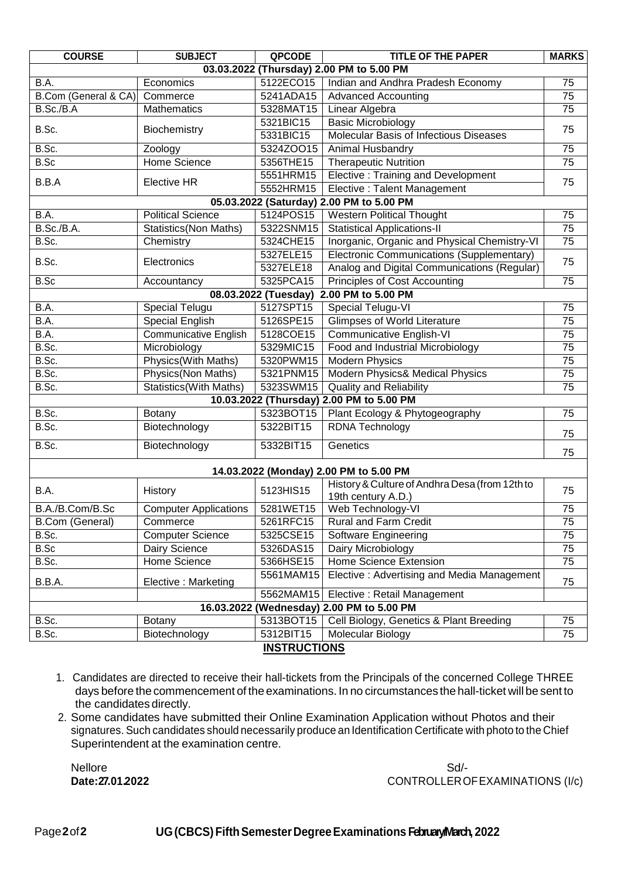| COURSE | SUBJECT | QPCODE | TITLE OF THE PAPER | MARKS |
|---|---|---|---|---|
| **03.03.2022 (Thursday) 2.00 PM to 5.00 PM** | | | | |
| B.A. | Economics | 5122ECO15 | Indian and Andhra Pradesh Economy | 75 |
| B.Com (General & CA) | Commerce | 5241ADA15 | Advanced Accounting | 75 |
| B.Sc./B.A | Mathematics | 5328MAT15 | Linear Algebra | 75 |
| B.Sc. | Biochemistry | 5321BIC15 | Basic Microbiology | 75 |
| | | 5331BIC15 | Molecular Basis of Infectious Diseases | |
| B.Sc. | Zoology | 5324ZOO15 | Animal Husbandry | 75 |
| B.Sc | Home Science | 5356THE15 | Therapeutic Nutrition | 75 |
| B.B.A | Elective HR | 5551HRM15 | Elective : Training and Development | 75 |
| | | 5552HRM15 | Elective : Talent Management | |
| **05.03.2022 (Saturday) 2.00 PM to 5.00 PM** | | | | |
| B.A. | Political Science | 5124POS15 | Western Political Thought | 75 |
| B.Sc./B.A. | Statistics(Non Maths) | 5322SNM15 | Statistical Applications-II | 75 |
| B.Sc. | Chemistry | 5324CHE15 | Inorganic, Organic and Physical Chemistry-VI | 75 |
| B.Sc. | Electronics | 5327ELE15 | Electronic Communications (Supplementary) | 75 |
| | | 5327ELE18 | Analog and Digital Communications (Regular) | |
| B.Sc | Accountancy | 5325PCA15 | Principles of Cost Accounting | 75 |
| **08.03.2022 (Tuesday) 2.00 PM to 5.00 PM** | | | | |
| B.A. | Special Telugu | 5127SPT15 | Special Telugu-VI | 75 |
| B.A. | Special English | 5126SPE15 | Glimpses of World Literature | 75 |
| B.A. | Communicative English | 5128COE15 | Communicative English-VI | 75 |
| B.Sc. | Microbiology | 5329MIC15 | Food and Industrial Microbiology | 75 |
| B.Sc. | Physics(With Maths) | 5320PWM15 | Modern Physics | 75 |
| B.Sc. | Physics(Non Maths) | 5321PNM15 | Modern Physics& Medical Physics | 75 |
| B.Sc. | Statistics(With Maths) | 5323SWM15 | Quality and Reliability | 75 |
| **10.03.2022 (Thursday) 2.00 PM to 5.00 PM** | | | | |
| B.Sc. | Botany | 5323BOT15 | Plant Ecology & Phytogeography | 75 |
| B.Sc. | Biotechnology | 5322BIT15 | RDNA Technology | 75 |
| B.Sc. | Biotechnology | 5332BIT15 | Genetics | 75 |
| **14.03.2022 (Monday) 2.00 PM to 5.00 PM** | | | | |
| B.A. | History | 5123HIS15 | History & Culture of Andhra Desa (from 12th to 19th century A.D.) | 75 |
| B.A./B.Com/B.Sc | Computer Applications | 5281WET15 | Web Technology-VI | 75 |
| B.Com (General) | Commerce | 5261RFC15 | Rural and Farm Credit | 75 |
| B.Sc. | Computer Science | 5325CSE15 | Software Engineering | 75 |
| B.Sc | Dairy Science | 5326DAS15 | Dairy Microbiology | 75 |
| B.Sc. | Home Science | 5366HSE15 | Home Science Extension | 75 |
| B.B.A. | Elective : Marketing | 5561MAM15 | Elective : Advertising and Media Management | 75 |
| | | 5562MAM15 | Elective : Retail Management | |
| **16.03.2022 (Wednesday) 2.00 PM to 5.00 PM** | | | | |
| B.Sc. | Botany | 5313BOT15 | Cell Biology, Genetics & Plant Breeding | 75 |
| B.Sc. | Biotechnology | 5312BIT15 | Molecular Biology | 75 |

## INSTRUCTIONS

1. Candidates are directed to receive their hall-tickets from the Principals of the concerned College THREE days before the commencement of the examinations. In no circumstances the hall-ticket will be sent to the candidates directly.
2. Some candidates have submitted their Online Examination Application without Photos and their signatures. Such candidates should necessarily produce an Identification Certificate with photo to the Chief Superintendent at the examination centre.

Nellore
**Date:27.01.2022**

Sd/-
CONTROLLER OF EXAMINATIONS (I/c)

**UG (CBCS) Fifth Semester Degree Examinations February/March, 2022**